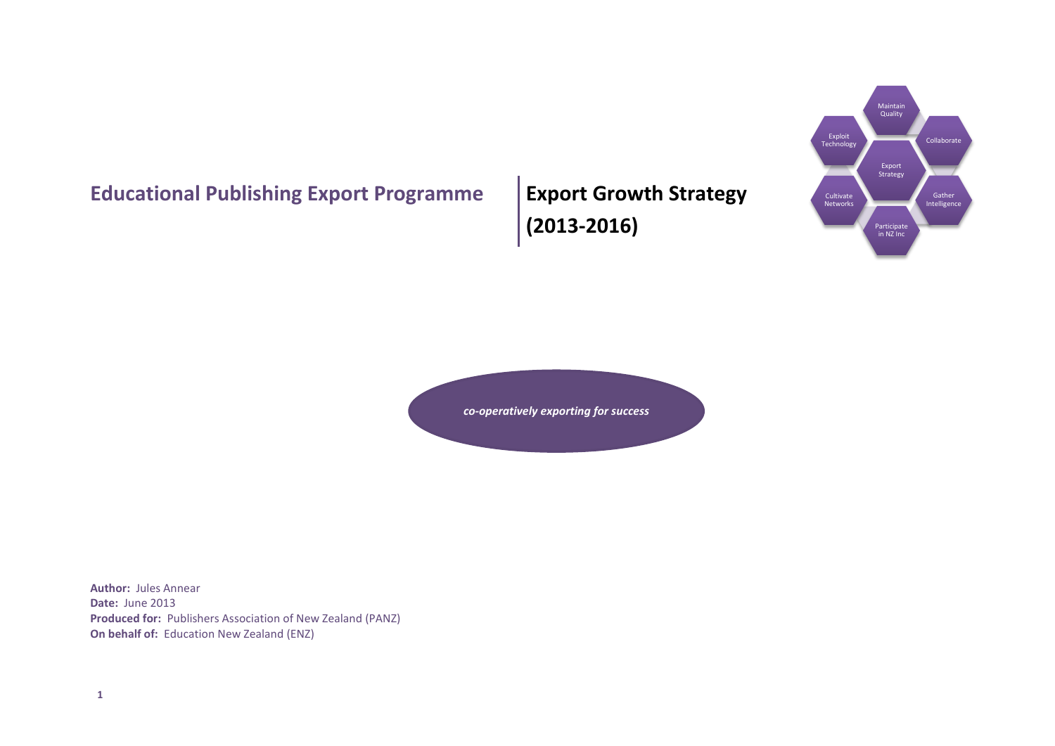# Educational Publishing Export Programme

# Export Growth Strategy (2013-2016)

Maintain Quality

Collaborate

Gather Intelligence

Participate in NZ Inc

Cultivate Networks

Exploit Technology

Export Strategy

*co-operatively exporting for success*

**Author:** Jules Annear
**Date:** June 2013
**Produced for:** Publishers Association of New Zealand (PANZ)
**On behalf of:** Education New Zealand (ENZ)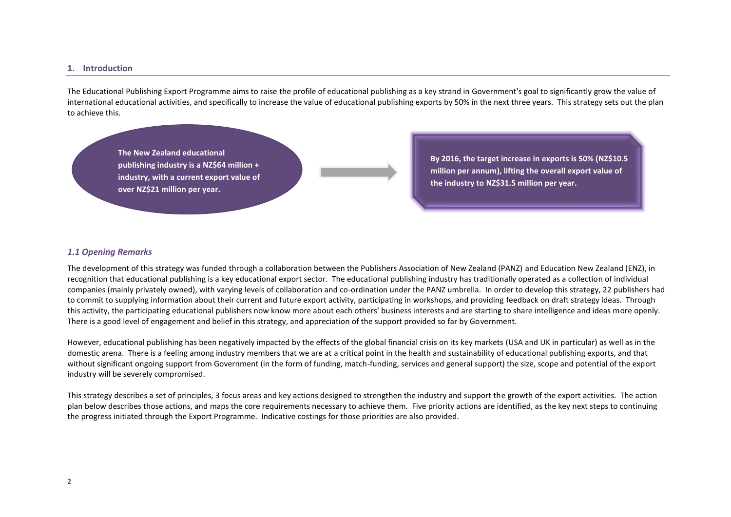## 1. Introduction

The Educational Publishing Export Programme aims to raise the profile of educational publishing as a key strand in Government's goal to significantly grow the value of international educational activities, and specifically to increase the value of educational publishing exports by 50% in the next three years. This strategy sets out the plan to achieve this.

**The New Zealand educational publishing industry is a NZ$64 million + industry, with a current export value of over NZ$21 million per year.**

**By 2016, the target increase in exports is 50% (NZ$10.5 million per annum), lifting the overall export value of the industry to NZ$31.5 million per year.**

### *1.1 Opening Remarks*

The development of this strategy was funded through a collaboration between the Publishers Association of New Zealand (PANZ) and Education New Zealand (ENZ), in recognition that educational publishing is a key educational export sector. The educational publishing industry has traditionally operated as a collection of individual companies (mainly privately owned), with varying levels of collaboration and co-ordination under the PANZ umbrella. In order to develop this strategy, 22 publishers had to commit to supplying information about their current and future export activity, participating in workshops, and providing feedback on draft strategy ideas. Through this activity, the participating educational publishers now know more about each others' business interests and are starting to share intelligence and ideas more openly. There is a good level of engagement and belief in this strategy, and appreciation of the support provided so far by Government.

However, educational publishing has been negatively impacted by the effects of the global financial crisis on its key markets (USA and UK in particular) as well as in the domestic arena. There is a feeling among industry members that we are at a critical point in the health and sustainability of educational publishing exports, and that without significant ongoing support from Government (in the form of funding, match-funding, services and general support) the size, scope and potential of the export industry will be severely compromised.

This strategy describes a set of principles, 3 focus areas and key actions designed to strengthen the industry and support the growth of the export activities. The action plan below describes those actions, and maps the core requirements necessary to achieve them. Five priority actions are identified, as the key next steps to continuing the progress initiated through the Export Programme. Indicative costings for those priorities are also provided.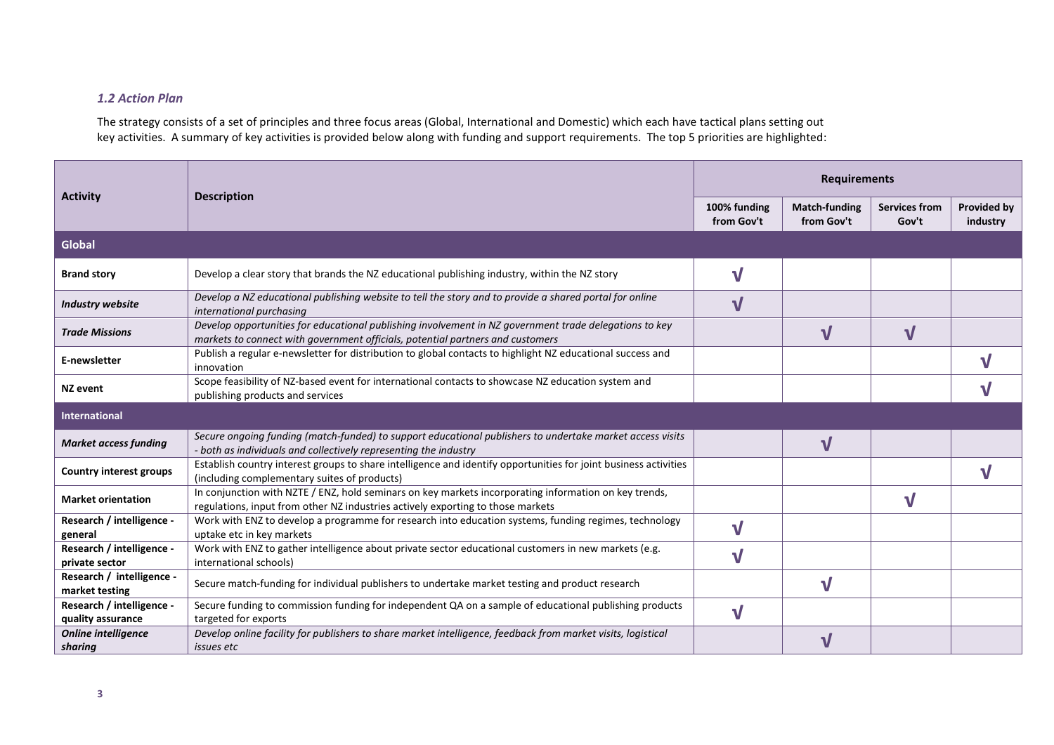### *1.2 Action Plan*

The strategy consists of a set of principles and three focus areas (Global, International and Domestic) which each have tactical plans setting out key activities. A summary of key activities is provided below along with funding and support requirements. The top 5 priorities are highlighted:

| Activity | Description | Requirements | | | |
|---|---|---|---|---|---|
| | | 100% funding from Gov't | Match-funding from Gov't | Services from Gov't | Provided by industry |
| **Global** | | | | | |
| **Brand story** | Develop a clear story that brands the NZ educational publishing industry, within the NZ story | √ | | | |
| ***Industry website*** | *Develop a NZ educational publishing website to tell the story and to provide a shared portal for online international purchasing* | √ | | | |
| ***Trade Missions*** | *Develop opportunities for educational publishing involvement in NZ government trade delegations to key markets to connect with government officials, potential partners and customers* | | √ | √ | |
| **E-newsletter** | Publish a regular e-newsletter for distribution to global contacts to highlight NZ educational success and innovation | | | | √ |
| **NZ event** | Scope feasibility of NZ-based event for international contacts to showcase NZ education system and publishing products and services | | | | √ |
| **International** | | | | | |
| ***Market access funding*** | *Secure ongoing funding (match-funded) to support educational publishers to undertake market access visits - both as individuals and collectively representing the industry* | | √ | | |
| **Country interest groups** | Establish country interest groups to share intelligence and identify opportunities for joint business activities (including complementary suites of products) | | | | √ |
| **Market orientation** | In conjunction with NZTE / ENZ, hold seminars on key markets incorporating information on key trends, regulations, input from other NZ industries actively exporting to those markets | | | √ | |
| **Research / intelligence - general** | Work with ENZ to develop a programme for research into education systems, funding regimes, technology uptake etc in key markets | √ | | | |
| **Research / intelligence - private sector** | Work with ENZ to gather intelligence about private sector educational customers in new markets (e.g. international schools) | √ | | | |
| **Research / intelligence - market testing** | Secure match-funding for individual publishers to undertake market testing and product research | | √ | | |
| **Research / intelligence - quality assurance** | Secure funding to commission funding for independent QA on a sample of educational publishing products targeted for exports | √ | | | |
| ***Online intelligence sharing*** | *Develop online facility for publishers to share market intelligence, feedback from market visits, logistical issues etc* | | √ | | |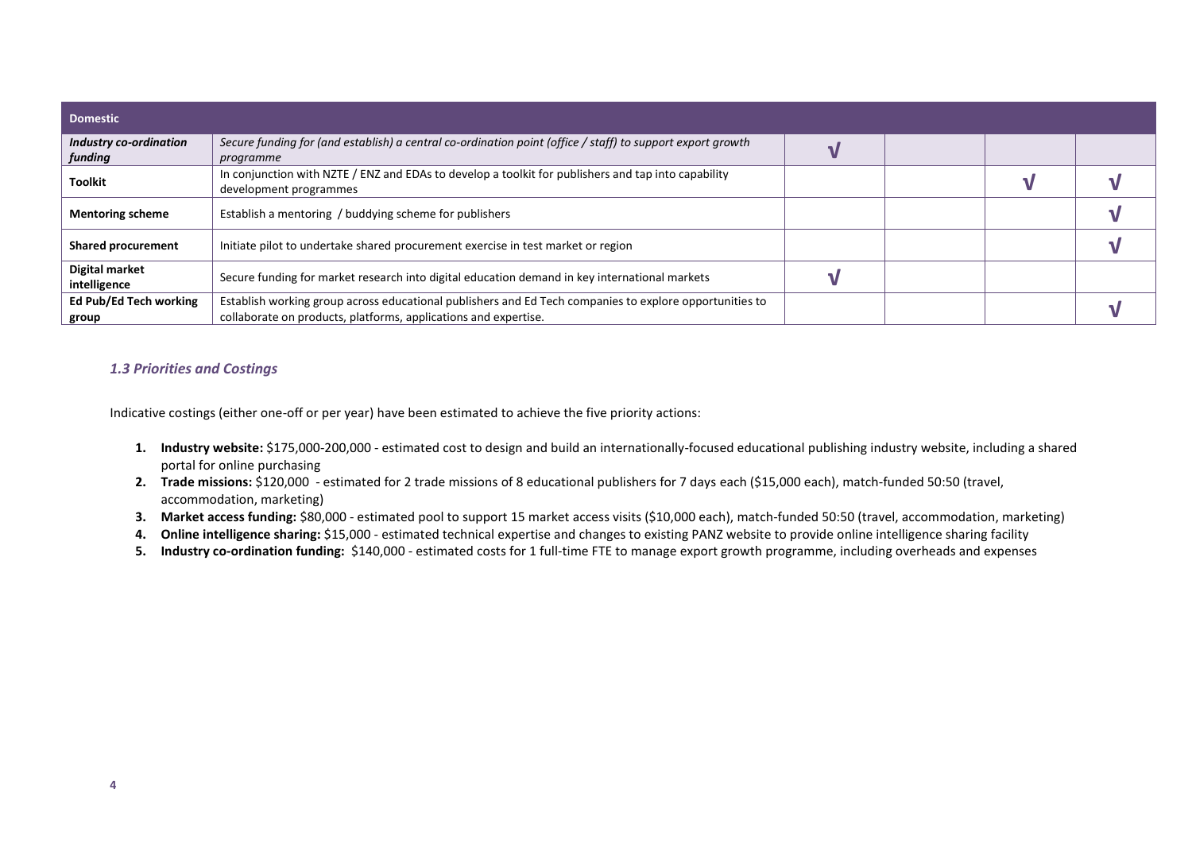| Domestic | | | | | |
|---|---|---|---|---|---|
| ***Industry co-ordination funding*** | *Secure funding for (and establish) a central co-ordination point (office / staff) to support export growth programme* | √ | | | |
| **Toolkit** | In conjunction with NZTE / ENZ and EDAs to develop a toolkit for publishers and tap into capability development programmes | | | √ | √ |
| **Mentoring scheme** | Establish a mentoring / buddying scheme for publishers | | | | √ |
| **Shared procurement** | Initiate pilot to undertake shared procurement exercise in test market or region | | | | √ |
| **Digital market intelligence** | Secure funding for market research into digital education demand in key international markets | √ | | | |
| **Ed Pub/Ed Tech working group** | Establish working group across educational publishers and Ed Tech companies to explore opportunities to collaborate on products, platforms, applications and expertise. | | | | √ |

### *1.3 Priorities and Costings*

Indicative costings (either one-off or per year) have been estimated to achieve the five priority actions:

1. **Industry website:** $175,000-200,000 - estimated cost to design and build an internationally-focused educational publishing industry website, including a shared portal for online purchasing
2. **Trade missions:** $120,000 - estimated for 2 trade missions of 8 educational publishers for 7 days each ($15,000 each), match-funded 50:50 (travel, accommodation, marketing)
3. **Market access funding:** $80,000 - estimated pool to support 15 market access visits ($10,000 each), match-funded 50:50 (travel, accommodation, marketing)
4. **Online intelligence sharing:** $15,000 - estimated technical expertise and changes to existing PANZ website to provide online intelligence sharing facility
5. **Industry co-ordination funding:** $140,000 - estimated costs for 1 full-time FTE to manage export growth programme, including overheads and expenses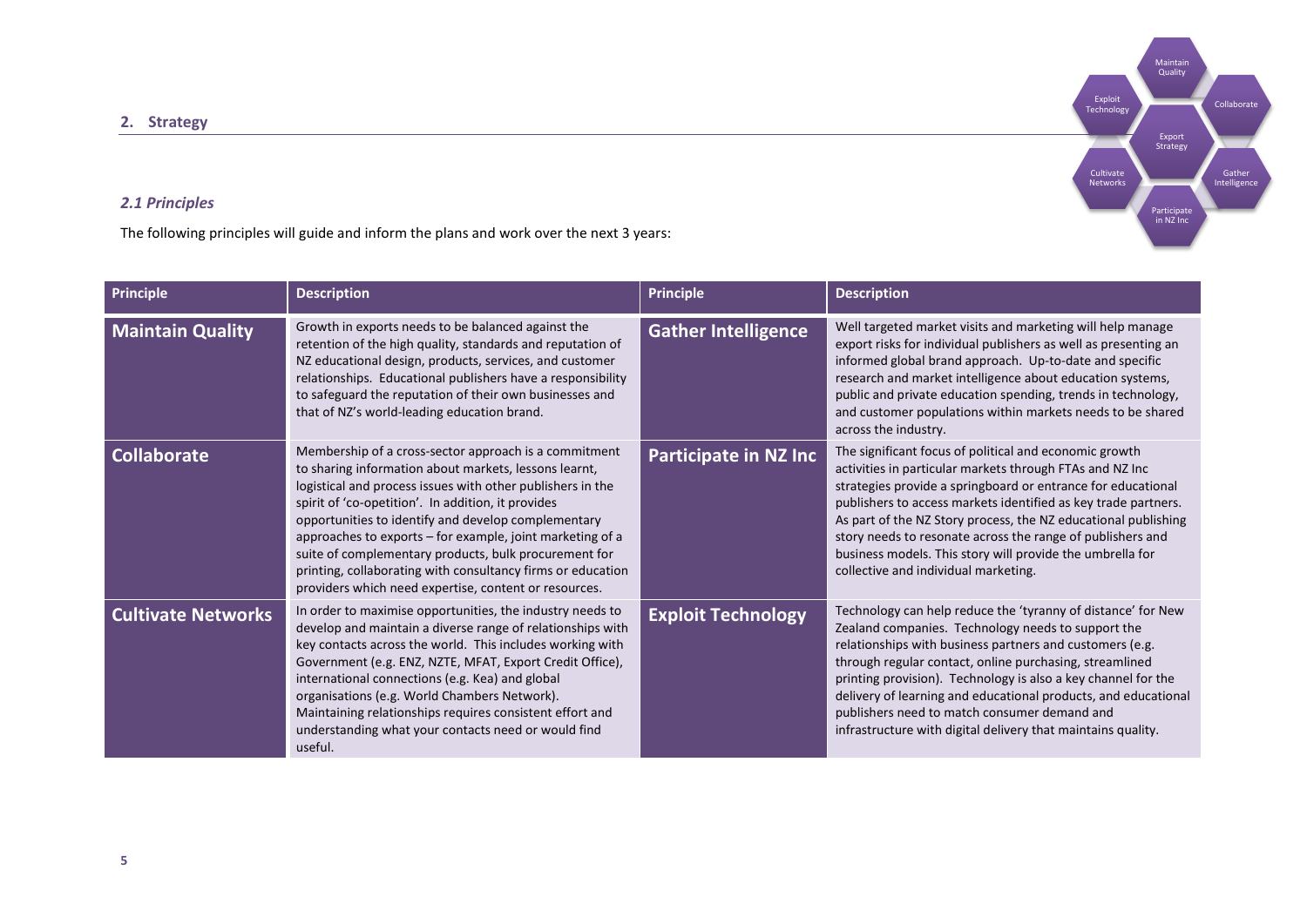## 2. Strategy

### *2.1 Principles*

The following principles will guide and inform the plans and work over the next 3 years:

| Principle | Description | Principle | Description |
|---|---|---|---|
| **Maintain Quality** | Growth in exports needs to be balanced against the retention of the high quality, standards and reputation of NZ educational design, products, services, and customer relationships. Educational publishers have a responsibility to safeguard the reputation of their own businesses and that of NZ's world-leading education brand. | **Gather Intelligence** | Well targeted market visits and marketing will help manage export risks for individual publishers as well as presenting an informed global brand approach. Up-to-date and specific research and market intelligence about education systems, public and private education spending, trends in technology, and customer populations within markets needs to be shared across the industry. |
| **Collaborate** | Membership of a cross-sector approach is a commitment to sharing information about markets, lessons learnt, logistical and process issues with other publishers in the spirit of 'co-opetition'. In addition, it provides opportunities to identify and develop complementary approaches to exports – for example, joint marketing of a suite of complementary products, bulk procurement for printing, collaborating with consultancy firms or education providers which need expertise, content or resources. | **Participate in NZ Inc** | The significant focus of political and economic growth activities in particular markets through FTAs and NZ Inc strategies provide a springboard or entrance for educational publishers to access markets identified as key trade partners. As part of the NZ Story process, the NZ educational publishing story needs to resonate across the range of publishers and business models. This story will provide the umbrella for collective and individual marketing. |
| **Cultivate Networks** | In order to maximise opportunities, the industry needs to develop and maintain a diverse range of relationships with key contacts across the world. This includes working with Government (e.g. ENZ, NZTE, MFAT, Export Credit Office), international connections (e.g. Kea) and global organisations (e.g. World Chambers Network). Maintaining relationships requires consistent effort and understanding what your contacts need or would find useful. | **Exploit Technology** | Technology can help reduce the 'tyranny of distance' for New Zealand companies. Technology needs to support the relationships with business partners and customers (e.g. through regular contact, online purchasing, streamlined printing provision). Technology is also a key channel for the delivery of learning and educational products, and educational publishers need to match consumer demand and infrastructure with digital delivery that maintains quality. |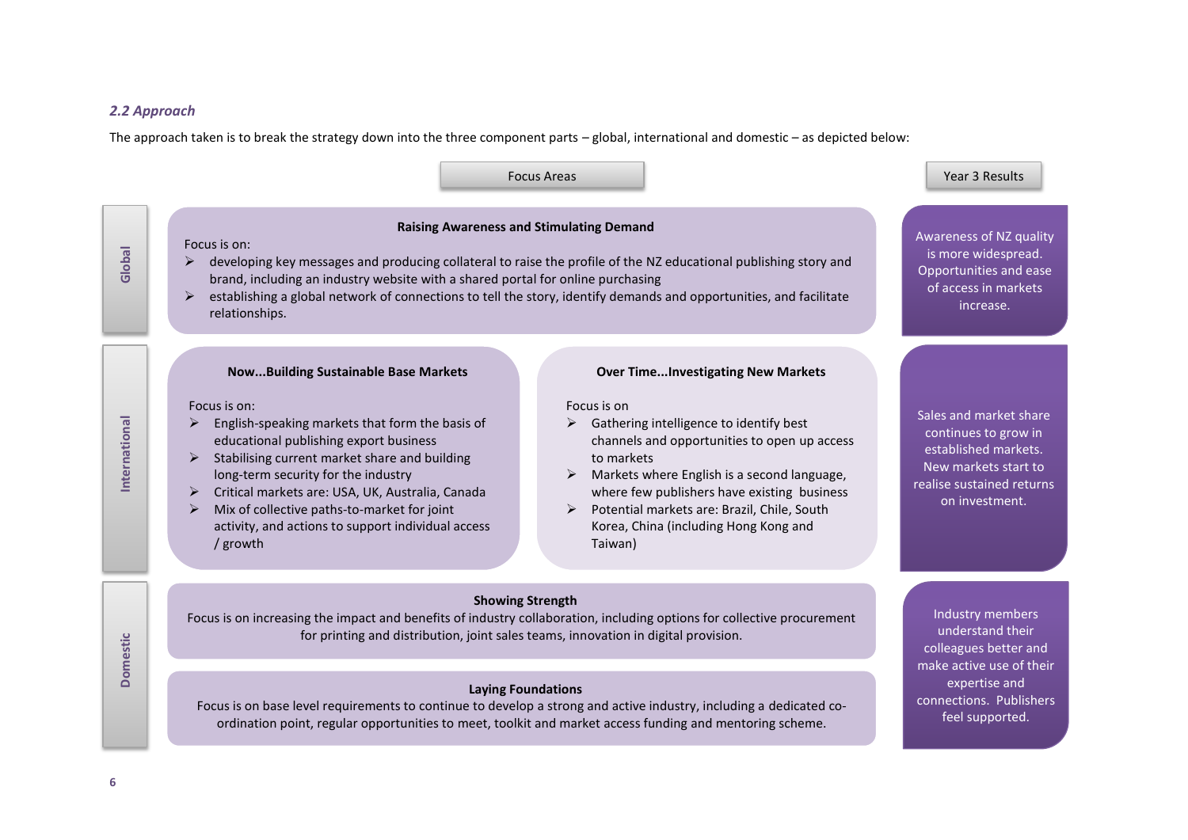### *2.2 Approach*

The approach taken is to break the strategy down into the three component parts – global, international and domestic – as depicted below:

**Focus Areas** | **Year 3 Results**

#### Global

**Raising Awareness and Stimulating Demand**

Focus is on:

- developing key messages and producing collateral to raise the profile of the NZ educational publishing story and brand, including an industry website with a shared portal for online purchasing
- establishing a global network of connections to tell the story, identify demands and opportunities, and facilitate relationships.

*Year 3 Results:* Awareness of NZ quality is more widespread. Opportunities and ease of access in markets increase.

#### International

**Now...Building Sustainable Base Markets**

Focus is on:

- English-speaking markets that form the basis of educational publishing export business
- Stabilising current market share and building long-term security for the industry
- Critical markets are: USA, UK, Australia, Canada
- Mix of collective paths-to-market for joint activity, and actions to support individual access / growth

**Over Time...Investigating New Markets**

Focus is on

- Gathering intelligence to identify best channels and opportunities to open up access to markets
- Markets where English is a second language, where few publishers have existing business
- Potential markets are: Brazil, Chile, South Korea, China (including Hong Kong and Taiwan)

*Year 3 Results:* Sales and market share continues to grow in established markets. New markets start to realise sustained returns on investment.

#### Domestic

**Showing Strength**

Focus is on increasing the impact and benefits of industry collaboration, including options for collective procurement for printing and distribution, joint sales teams, innovation in digital provision.

**Laying Foundations**

Focus is on base level requirements to continue to develop a strong and active industry, including a dedicated co-ordination point, regular opportunities to meet, toolkit and market access funding and mentoring scheme.

*Year 3 Results:* Industry members understand their colleagues better and make active use of their expertise and connections. Publishers feel supported.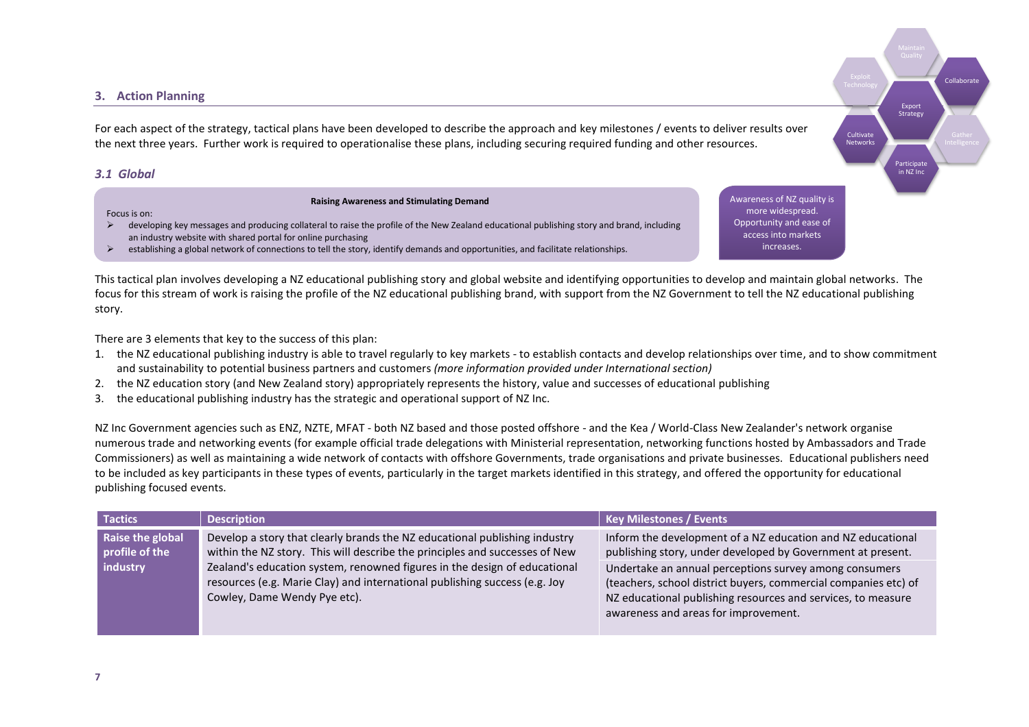## 3. Action Planning

For each aspect of the strategy, tactical plans have been developed to describe the approach and key milestones / events to deliver results over the next three years. Further work is required to operationalise these plans, including securing required funding and other resources.

### *3.1 Global*

**Raising Awareness and Stimulating Demand**

Focus is on:

- developing key messages and producing collateral to raise the profile of the New Zealand educational publishing story and brand, including an industry website with shared portal for online purchasing
- establishing a global network of connections to tell the story, identify demands and opportunities, and facilitate relationships.

Awareness of NZ quality is more widespread. Opportunity and ease of access into markets increases.

This tactical plan involves developing a NZ educational publishing story and global website and identifying opportunities to develop and maintain global networks. The focus for this stream of work is raising the profile of the NZ educational publishing brand, with support from the NZ Government to tell the NZ educational publishing story.

There are 3 elements that key to the success of this plan:

1. the NZ educational publishing industry is able to travel regularly to key markets - to establish contacts and develop relationships over time, and to show commitment and sustainability to potential business partners and customers *(more information provided under International section)*
2. the NZ education story (and New Zealand story) appropriately represents the history, value and successes of educational publishing
3. the educational publishing industry has the strategic and operational support of NZ Inc.

NZ Inc Government agencies such as ENZ, NZTE, MFAT - both NZ based and those posted offshore - and the Kea / World-Class New Zealander's network organise numerous trade and networking events (for example official trade delegations with Ministerial representation, networking functions hosted by Ambassadors and Trade Commissioners) as well as maintaining a wide network of contacts with offshore Governments, trade organisations and private businesses. Educational publishers need to be included as key participants in these types of events, particularly in the target markets identified in this strategy, and offered the opportunity for educational publishing focused events.

| Tactics | Description | Key Milestones / Events |
|---|---|---|
| **Raise the global profile of the industry** | Develop a story that clearly brands the NZ educational publishing industry within the NZ story. This will describe the principles and successes of New Zealand's education system, renowned figures in the design of educational resources (e.g. Marie Clay) and international publishing success (e.g. Joy Cowley, Dame Wendy Pye etc). | Inform the development of a NZ education and NZ educational publishing story, under developed by Government at present.<br><br>Undertake an annual perceptions survey among consumers (teachers, school district buyers, commercial companies etc) of NZ educational publishing resources and services, to measure awareness and areas for improvement. |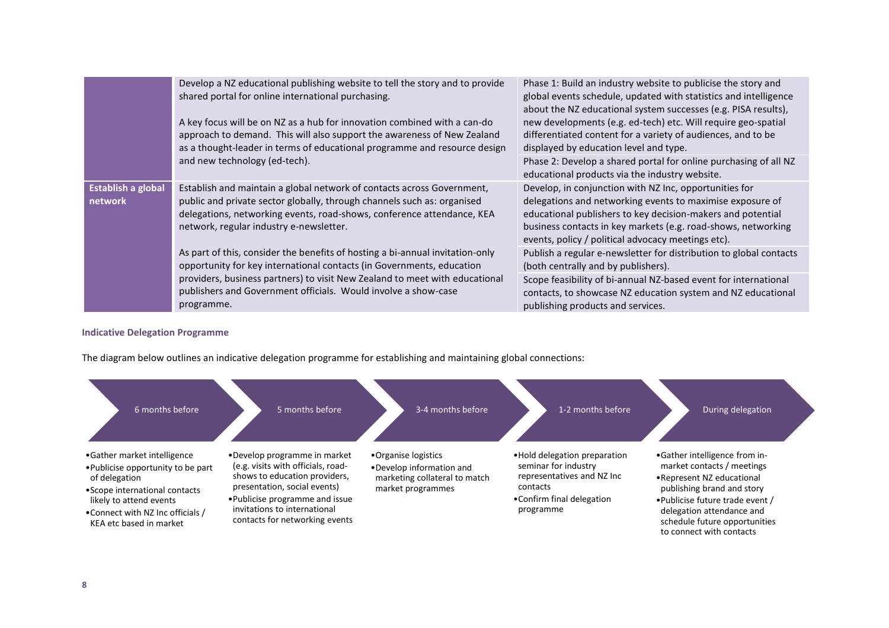| | | |
|---|---|---|
| | Develop a NZ educational publishing website to tell the story and to provide shared portal for online international purchasing.<br><br>A key focus will be on NZ as a hub for innovation combined with a can-do approach to demand. This will also support the awareness of New Zealand as a thought-leader in terms of educational programme and resource design and new technology (ed-tech). | Phase 1: Build an industry website to publicise the story and global events schedule, updated with statistics and intelligence about the NZ educational system successes (e.g. PISA results), new developments (e.g. ed-tech) etc. Will require geo-spatial differentiated content for a variety of audiences, and to be displayed by education level and type.<br><br>Phase 2: Develop a shared portal for online purchasing of all NZ educational products via the industry website. |
| **Establish a global network** | Establish and maintain a global network of contacts across Government, public and private sector globally, through channels such as: organised delegations, networking events, road-shows, conference attendance, KEA network, regular industry e-newsletter.<br><br>As part of this, consider the benefits of hosting a bi-annual invitation-only opportunity for key international contacts (in Governments, education providers, business partners) to visit New Zealand to meet with educational publishers and Government officials. Would involve a show-case programme. | Develop, in conjunction with NZ Inc, opportunities for delegations and networking events to maximise exposure of educational publishers to key decision-makers and potential business contacts in key markets (e.g. road-shows, networking events, policy / political advocacy meetings etc).<br><br>Publish a regular e-newsletter for distribution to global contacts (both centrally and by publishers).<br><br>Scope feasibility of bi-annual NZ-based event for international contacts, to showcase NZ education system and NZ educational publishing products and services. |

#### Indicative Delegation Programme

The diagram below outlines an indicative delegation programme for establishing and maintaining global connections:

**6 months before**
- Gather market intelligence
- Publicise opportunity to be part of delegation
- Scope international contacts likely to attend events
- Connect with NZ Inc officials / KEA etc based in market

**5 months before**
- Develop programme in market (e.g. visits with officials, road-shows to education providers, presentation, social events)
- Publicise programme and issue invitations to international contacts for networking events

**3-4 months before**
- Organise logistics
- Develop information and marketing collateral to match market programmes

**1-2 months before**
- Hold delegation preparation seminar for industry representatives and NZ Inc contacts
- Confirm final delegation programme

**During delegation**
- Gather intelligence from in-market contacts / meetings
- Represent NZ educational publishing brand and story
- Publicise future trade event / delegation attendance and schedule future opportunities to connect with contacts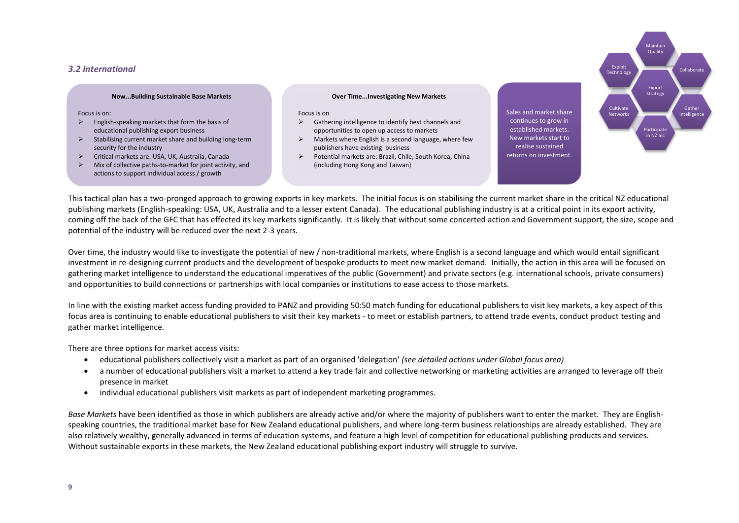### *3.2 International*

**Now...Building Sustainable Base Markets**

Focus is on:

- English-speaking markets that form the basis of educational publishing export business
- Stabilising current market share and building long-term security for the industry
- Critical markets are: USA, UK, Australia, Canada
- Mix of collective paths-to-market for joint activity, and actions to support individual access / growth

**Over Time...Investigating New Markets**

Focus is on

- Gathering intelligence to identify best channels and opportunities to open up access to markets
- Markets where English is a second language, where few publishers have existing business
- Potential markets are: Brazil, Chile, South Korea, China (including Hong Kong and Taiwan)

Sales and market share continues to grow in established markets. New markets start to realise sustained returns on investment.

Maintain Quality | Collaborate | Gather Intelligence | Participate in NZ Inc | Cultivate Networks | Exploit Technology | Export Strategy

This tactical plan has a two-pronged approach to growing exports in key markets. The initial focus is on stabilising the current market share in the critical NZ educational publishing markets (English-speaking: USA, UK, Australia and to a lesser extent Canada). The educational publishing industry is at a critical point in its export activity, coming off the back of the GFC that has effected its key markets significantly. It is likely that without some concerted action and Government support, the size, scope and potential of the industry will be reduced over the next 2-3 years.

Over time, the industry would like to investigate the potential of new / non-traditional markets, where English is a second language and which would entail significant investment in re-designing current products and the development of bespoke products to meet new market demand. Initially, the action in this area will be focused on gathering market intelligence to understand the educational imperatives of the public (Government) and private sectors (e.g. international schools, private consumers) and opportunities to build connections or partnerships with local companies or institutions to ease access to those markets.

In line with the existing market access funding provided to PANZ and providing 50:50 match funding for educational publishers to visit key markets, a key aspect of this focus area is continuing to enable educational publishers to visit their key markets - to meet or establish partners, to attend trade events, conduct product testing and gather market intelligence.

There are three options for market access visits:

- educational publishers collectively visit a market as part of an organised 'delegation' *(see detailed actions under Global focus area)*
- a number of educational publishers visit a market to attend a key trade fair and collective networking or marketing activities are arranged to leverage off their presence in market
- individual educational publishers visit markets as part of independent marketing programmes.

*Base Markets* have been identified as those in which publishers are already active and/or where the majority of publishers want to enter the market. They are English-speaking countries, the traditional market base for New Zealand educational publishers, and where long-term business relationships are already established. They are also relatively wealthy, generally advanced in terms of education systems, and feature a high level of competition for educational publishing products and services. Without sustainable exports in these markets, the New Zealand educational publishing export industry will struggle to survive.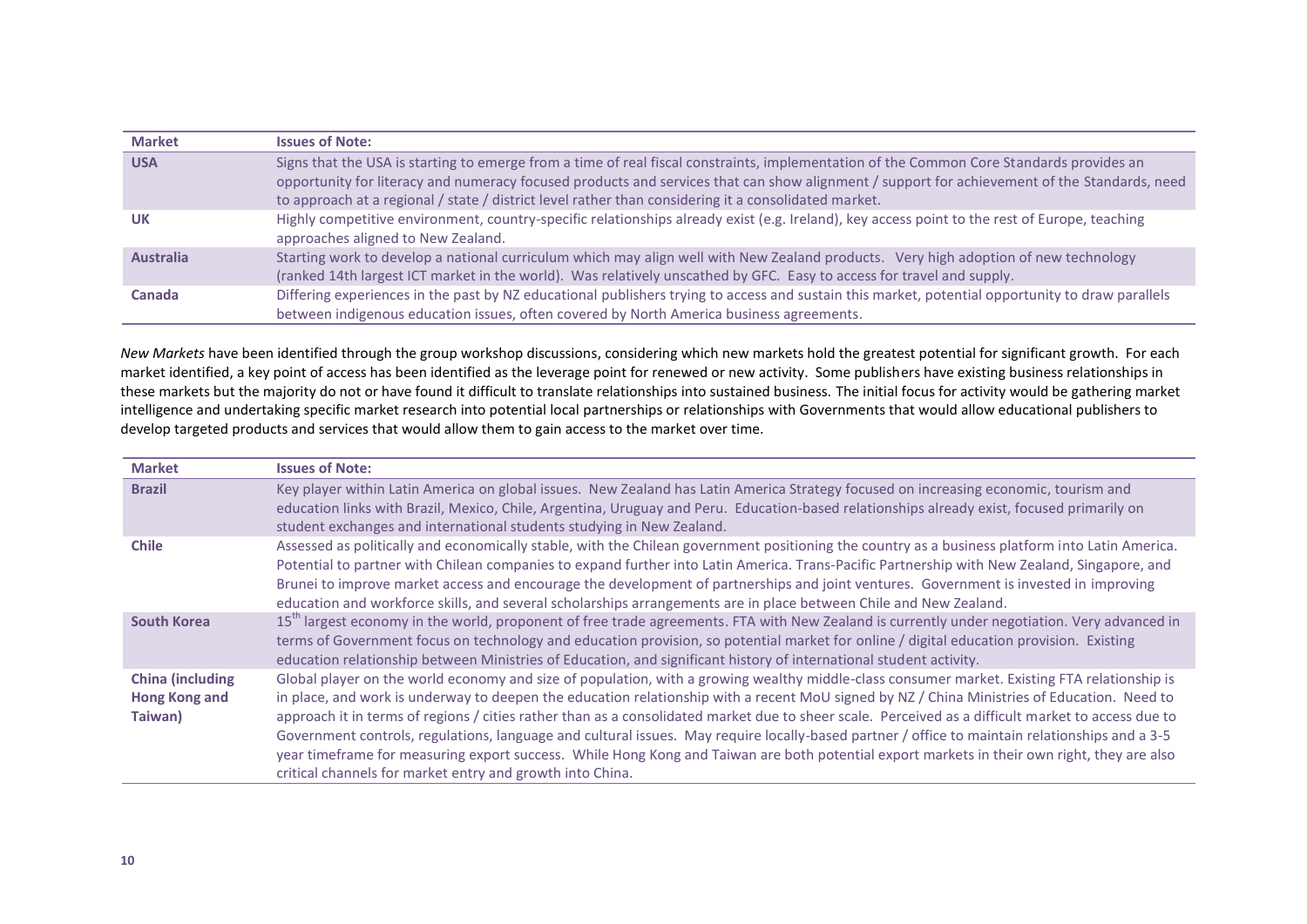| Market | Issues of Note: |
| --- | --- |
| **USA** | Signs that the USA is starting to emerge from a time of real fiscal constraints, implementation of the Common Core Standards provides an opportunity for literacy and numeracy focused products and services that can show alignment / support for achievement of the Standards, need to approach at a regional / state / district level rather than considering it a consolidated market. |
| **UK** | Highly competitive environment, country-specific relationships already exist (e.g. Ireland), key access point to the rest of Europe, teaching approaches aligned to New Zealand. |
| **Australia** | Starting work to develop a national curriculum which may align well with New Zealand products. Very high adoption of new technology (ranked 14th largest ICT market in the world). Was relatively unscathed by GFC. Easy to access for travel and supply. |
| **Canada** | Differing experiences in the past by NZ educational publishers trying to access and sustain this market, potential opportunity to draw parallels between indigenous education issues, often covered by North America business agreements. |

*New Markets* have been identified through the group workshop discussions, considering which new markets hold the greatest potential for significant growth. For each market identified, a key point of access has been identified as the leverage point for renewed or new activity. Some publishers have existing business relationships in these markets but the majority do not or have found it difficult to translate relationships into sustained business. The initial focus for activity would be gathering market intelligence and undertaking specific market research into potential local partnerships or relationships with Governments that would allow educational publishers to develop targeted products and services that would allow them to gain access to the market over time.

| Market | Issues of Note: |
| --- | --- |
| **Brazil** | Key player within Latin America on global issues. New Zealand has Latin America Strategy focused on increasing economic, tourism and education links with Brazil, Mexico, Chile, Argentina, Uruguay and Peru. Education-based relationships already exist, focused primarily on student exchanges and international students studying in New Zealand. |
| **Chile** | Assessed as politically and economically stable, with the Chilean government positioning the country as a business platform into Latin America. Potential to partner with Chilean companies to expand further into Latin America. Trans-Pacific Partnership with New Zealand, Singapore, and Brunei to improve market access and encourage the development of partnerships and joint ventures. Government is invested in improving education and workforce skills, and several scholarships arrangements are in place between Chile and New Zealand. |
| **South Korea** | 15th largest economy in the world, proponent of free trade agreements. FTA with New Zealand is currently under negotiation. Very advanced in terms of Government focus on technology and education provision, so potential market for online / digital education provision. Existing education relationship between Ministries of Education, and significant history of international student activity. |
| **China (including Hong Kong and Taiwan)** | Global player on the world economy and size of population, with a growing wealthy middle-class consumer market. Existing FTA relationship is in place, and work is underway to deepen the education relationship with a recent MoU signed by NZ / China Ministries of Education. Need to approach it in terms of regions / cities rather than as a consolidated market due to sheer scale. Perceived as a difficult market to access due to Government controls, regulations, language and cultural issues. May require locally-based partner / office to maintain relationships and a 3-5 year timeframe for measuring export success. While Hong Kong and Taiwan are both potential export markets in their own right, they are also critical channels for market entry and growth into China. |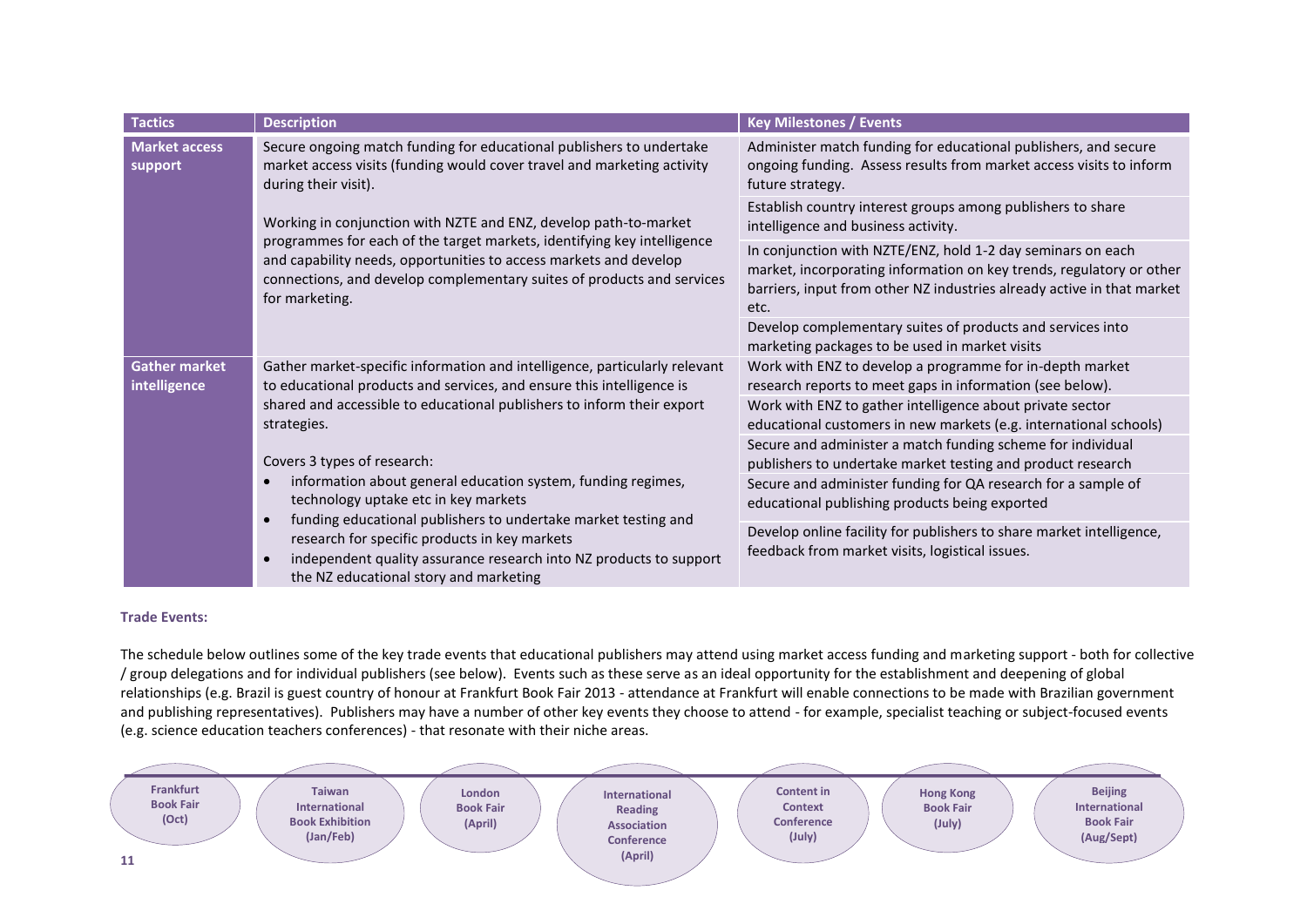| Tactics | Description | Key Milestones / Events |
|---|---|---|
| **Market access support** | Secure ongoing match funding for educational publishers to undertake market access visits (funding would cover travel and marketing activity during their visit).<br><br>Working in conjunction with NZTE and ENZ, develop path-to-market programmes for each of the target markets, identifying key intelligence and capability needs, opportunities to access markets and develop connections, and develop complementary suites of products and services for marketing. | Administer match funding for educational publishers, and secure ongoing funding. Assess results from market access visits to inform future strategy. |
| | | Establish country interest groups among publishers to share intelligence and business activity. |
| | | In conjunction with NZTE/ENZ, hold 1-2 day seminars on each market, incorporating information on key trends, regulatory or other barriers, input from other NZ industries already active in that market etc. |
| | | Develop complementary suites of products and services into marketing packages to be used in market visits |
| **Gather market intelligence** | Gather market-specific information and intelligence, particularly relevant to educational products and services, and ensure this intelligence is shared and accessible to educational publishers to inform their export strategies.<br><br>Covers 3 types of research:<br>• information about general education system, funding regimes, technology uptake etc in key markets<br>• funding educational publishers to undertake market testing and research for specific products in key markets<br>• independent quality assurance research into NZ products to support the NZ educational story and marketing | Work with ENZ to develop a programme for in-depth market research reports to meet gaps in information (see below). |
| | | Work with ENZ to gather intelligence about private sector educational customers in new markets (e.g. international schools) |
| | | Secure and administer a match funding scheme for individual publishers to undertake market testing and product research |
| | | Secure and administer funding for QA research for a sample of educational publishing products being exported |
| | | Develop online facility for publishers to share market intelligence, feedback from market visits, logistical issues. |

**Trade Events:**

The schedule below outlines some of the key trade events that educational publishers may attend using market access funding and marketing support - both for collective / group delegations and for individual publishers (see below). Events such as these serve as an ideal opportunity for the establishment and deepening of global relationships (e.g. Brazil is guest country of honour at Frankfurt Book Fair 2013 - attendance at Frankfurt will enable connections to be made with Brazilian government and publishing representatives). Publishers may have a number of other key events they choose to attend - for example, specialist teaching or subject-focused events (e.g. science education teachers conferences) - that resonate with their niche areas.

- **Frankfurt Book Fair (Oct)**
- **Taiwan International Book Exhibition (Jan/Feb)**
- **London Book Fair (April)**
- **International Reading Association Conference (April)**
- **Content in Context Conference (July)**
- **Hong Kong Book Fair (July)**
- **Beijing International Book Fair (Aug/Sept)**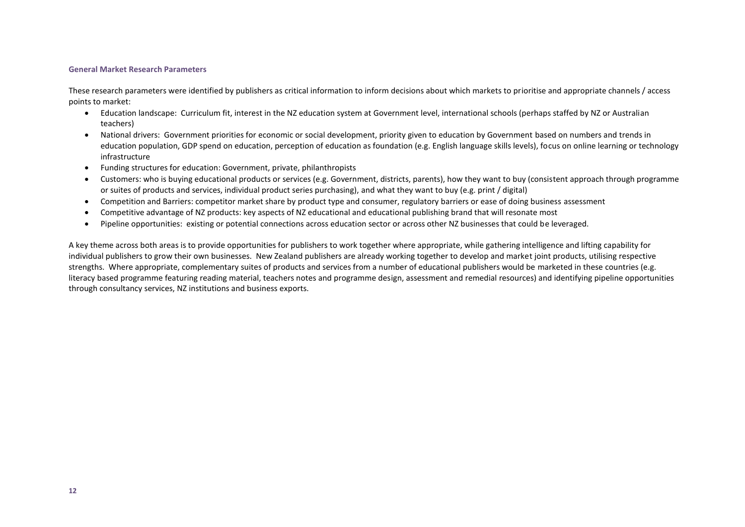### General Market Research Parameters

These research parameters were identified by publishers as critical information to inform decisions about which markets to prioritise and appropriate channels / access points to market:

- Education landscape: Curriculum fit, interest in the NZ education system at Government level, international schools (perhaps staffed by NZ or Australian teachers)
- National drivers: Government priorities for economic or social development, priority given to education by Government based on numbers and trends in education population, GDP spend on education, perception of education as foundation (e.g. English language skills levels), focus on online learning or technology infrastructure
- Funding structures for education: Government, private, philanthropists
- Customers: who is buying educational products or services (e.g. Government, districts, parents), how they want to buy (consistent approach through programme or suites of products and services, individual product series purchasing), and what they want to buy (e.g. print / digital)
- Competition and Barriers: competitor market share by product type and consumer, regulatory barriers or ease of doing business assessment
- Competitive advantage of NZ products: key aspects of NZ educational and educational publishing brand that will resonate most
- Pipeline opportunities: existing or potential connections across education sector or across other NZ businesses that could be leveraged.

A key theme across both areas is to provide opportunities for publishers to work together where appropriate, while gathering intelligence and lifting capability for individual publishers to grow their own businesses. New Zealand publishers are already working together to develop and market joint products, utilising respective strengths. Where appropriate, complementary suites of products and services from a number of educational publishers would be marketed in these countries (e.g. literacy based programme featuring reading material, teachers notes and programme design, assessment and remedial resources) and identifying pipeline opportunities through consultancy services, NZ institutions and business exports.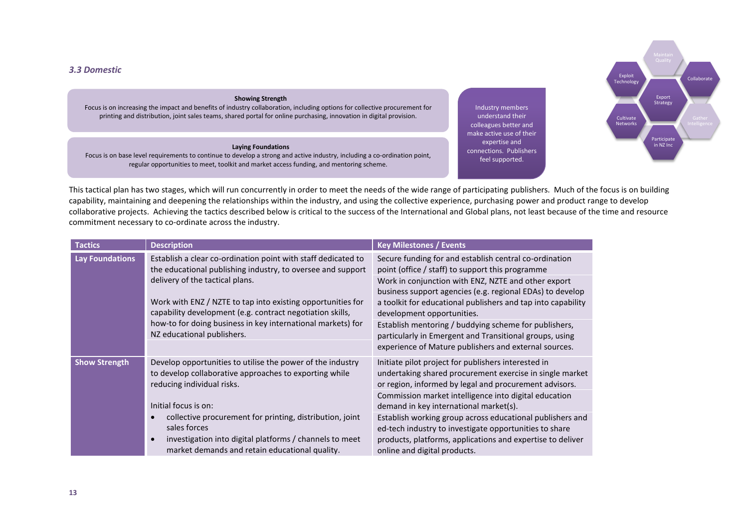### *3.3 Domestic*

**Showing Strength**

Focus is on increasing the impact and benefits of industry collaboration, including options for collective procurement for printing and distribution, joint sales teams, shared portal for online purchasing, innovation in digital provision.

**Laying Foundations**

Focus is on base level requirements to continue to develop a strong and active industry, including a co-ordination point, regular opportunities to meet, toolkit and market access funding, and mentoring scheme.

Industry members understand their colleagues better and make active use of their expertise and connections. Publishers feel supported.

Maintain Quality

Exploit Technology

Collaborate

Export Strategy

Cultivate Networks

Gather Intelligence

Participate in NZ Inc

This tactical plan has two stages, which will run concurrently in order to meet the needs of the wide range of participating publishers. Much of the focus is on building capability, maintaining and deepening the relationships within the industry, and using the collective experience, purchasing power and product range to develop collaborative projects. Achieving the tactics described below is critical to the success of the International and Global plans, not least because of the time and resource commitment necessary to co-ordinate across the industry.

| Tactics | Description | Key Milestones / Events |
|---|---|---|
| **Lay Foundations** | Establish a clear co-ordination point with staff dedicated to the educational publishing industry, to oversee and support delivery of the tactical plans.<br><br>Work with ENZ / NZTE to tap into existing opportunities for capability development (e.g. contract negotiation skills, how-to for doing business in key international markets) for NZ educational publishers. | Secure funding for and establish central co-ordination point (office / staff) to support this programme<br><br>Work in conjunction with ENZ, NZTE and other export business support agencies (e.g. regional EDAs) to develop a toolkit for educational publishers and tap into capability development opportunities.<br><br>Establish mentoring / buddying scheme for publishers, particularly in Emergent and Transitional groups, using experience of Mature publishers and external sources. |
| **Show Strength** | Develop opportunities to utilise the power of the industry to develop collaborative approaches to exporting while reducing individual risks.<br><br>Initial focus is on:<br>• collective procurement for printing, distribution, joint sales forces<br>• investigation into digital platforms / channels to meet market demands and retain educational quality. | Initiate pilot project for publishers interested in undertaking shared procurement exercise in single market or region, informed by legal and procurement advisors.<br><br>Commission market intelligence into digital education demand in key international market(s).<br><br>Establish working group across educational publishers and ed-tech industry to investigate opportunities to share products, platforms, applications and expertise to deliver online and digital products. |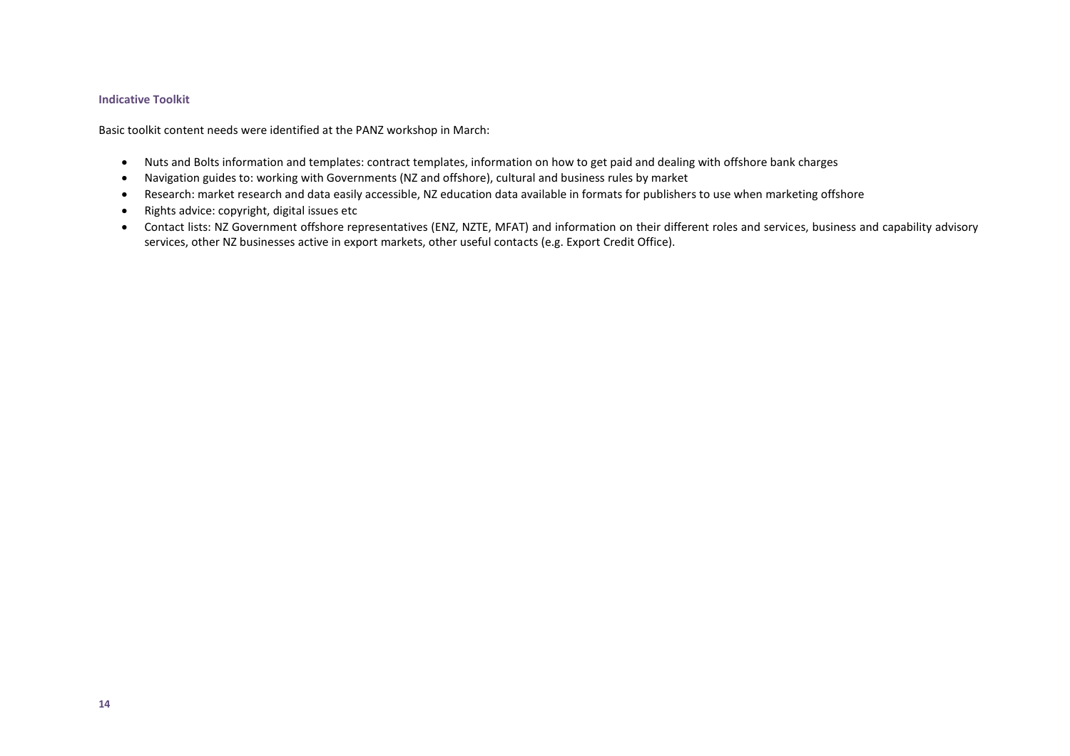### Indicative Toolkit

Basic toolkit content needs were identified at the PANZ workshop in March:

- Nuts and Bolts information and templates: contract templates, information on how to get paid and dealing with offshore bank charges
- Navigation guides to: working with Governments (NZ and offshore), cultural and business rules by market
- Research: market research and data easily accessible, NZ education data available in formats for publishers to use when marketing offshore
- Rights advice: copyright, digital issues etc
- Contact lists: NZ Government offshore representatives (ENZ, NZTE, MFAT) and information on their different roles and services, business and capability advisory services, other NZ businesses active in export markets, other useful contacts (e.g. Export Credit Office).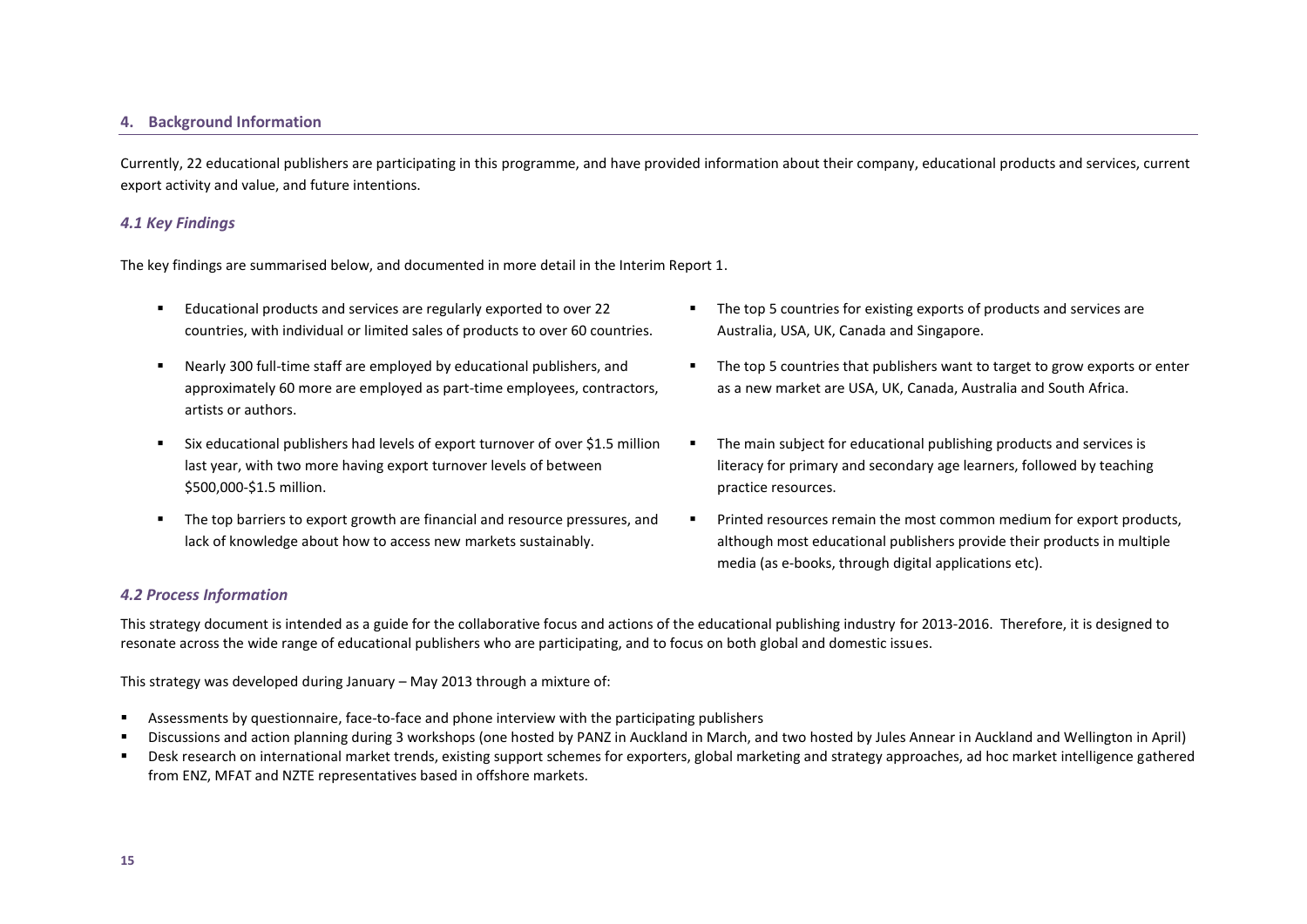## 4. Background Information

Currently, 22 educational publishers are participating in this programme, and have provided information about their company, educational products and services, current export activity and value, and future intentions.

### *4.1 Key Findings*

The key findings are summarised below, and documented in more detail in the Interim Report 1.

- Educational products and services are regularly exported to over 22 countries, with individual or limited sales of products to over 60 countries.
- Nearly 300 full-time staff are employed by educational publishers, and approximately 60 more are employed as part-time employees, contractors, artists or authors.
- Six educational publishers had levels of export turnover of over $1.5 million last year, with two more having export turnover levels of between $500,000-$1.5 million.
- The top barriers to export growth are financial and resource pressures, and lack of knowledge about how to access new markets sustainably.
- The top 5 countries for existing exports of products and services are Australia, USA, UK, Canada and Singapore.
- The top 5 countries that publishers want to target to grow exports or enter as a new market are USA, UK, Canada, Australia and South Africa.
- The main subject for educational publishing products and services is literacy for primary and secondary age learners, followed by teaching practice resources.
- Printed resources remain the most common medium for export products, although most educational publishers provide their products in multiple media (as e-books, through digital applications etc).

### *4.2 Process Information*

This strategy document is intended as a guide for the collaborative focus and actions of the educational publishing industry for 2013-2016. Therefore, it is designed to resonate across the wide range of educational publishers who are participating, and to focus on both global and domestic issues.

This strategy was developed during January – May 2013 through a mixture of:

- Assessments by questionnaire, face-to-face and phone interview with the participating publishers
- Discussions and action planning during 3 workshops (one hosted by PANZ in Auckland in March, and two hosted by Jules Annear in Auckland and Wellington in April)
- Desk research on international market trends, existing support schemes for exporters, global marketing and strategy approaches, ad hoc market intelligence gathered from ENZ, MFAT and NZTE representatives based in offshore markets.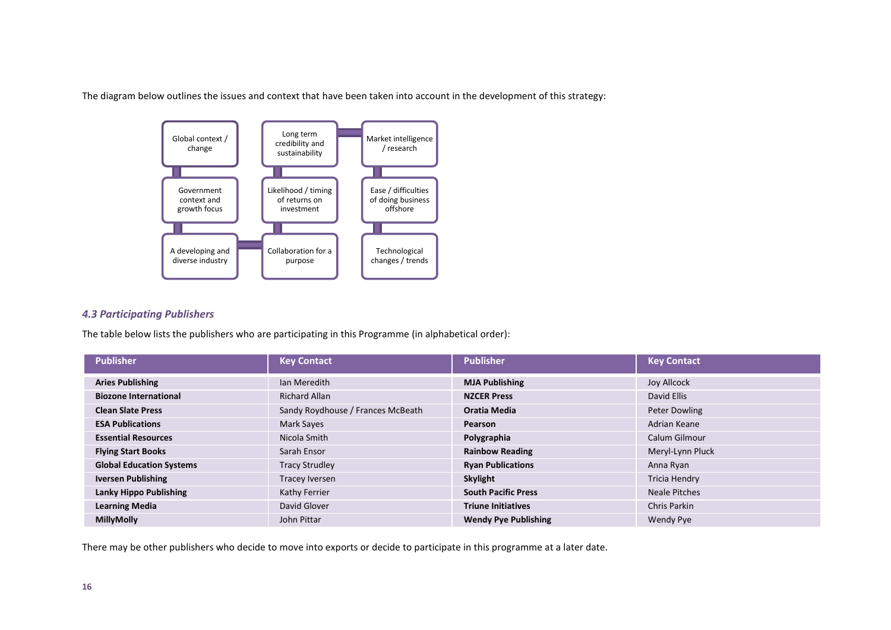The diagram below outlines the issues and context that have been taken into account in the development of this strategy:

Global context / change

Government context and growth focus

A developing and diverse industry

Long term credibility and sustainability

Likelihood / timing of returns on investment

Collaboration for a purpose

Market intelligence / research

Ease / difficulties of doing business offshore

Technological changes / trends

### *4.3 Participating Publishers*

The table below lists the publishers who are participating in this Programme (in alphabetical order):

| Publisher | Key Contact | Publisher | Key Contact |
|---|---|---|---|
| **Aries Publishing** | Ian Meredith | **MJA Publishing** | Joy Allcock |
| **Biozone International** | Richard Allan | **NZCER Press** | David Ellis |
| **Clean Slate Press** | Sandy Roydhouse / Frances McBeath | **Oratia Media** | Peter Dowling |
| **ESA Publications** | Mark Sayes | **Pearson** | Adrian Keane |
| **Essential Resources** | Nicola Smith | **Polygraphia** | Calum Gilmour |
| **Flying Start Books** | Sarah Ensor | **Rainbow Reading** | Meryl-Lynn Pluck |
| **Global Education Systems** | Tracy Strudley | **Ryan Publications** | Anna Ryan |
| **Iversen Publishing** | Tracey Iversen | **Skylight** | Tricia Hendry |
| **Lanky Hippo Publishing** | Kathy Ferrier | **South Pacific Press** | Neale Pitches |
| **Learning Media** | David Glover | **Triune Initiatives** | Chris Parkin |
| **MillyMolly** | John Pittar | **Wendy Pye Publishing** | Wendy Pye |

There may be other publishers who decide to move into exports or decide to participate in this programme at a later date.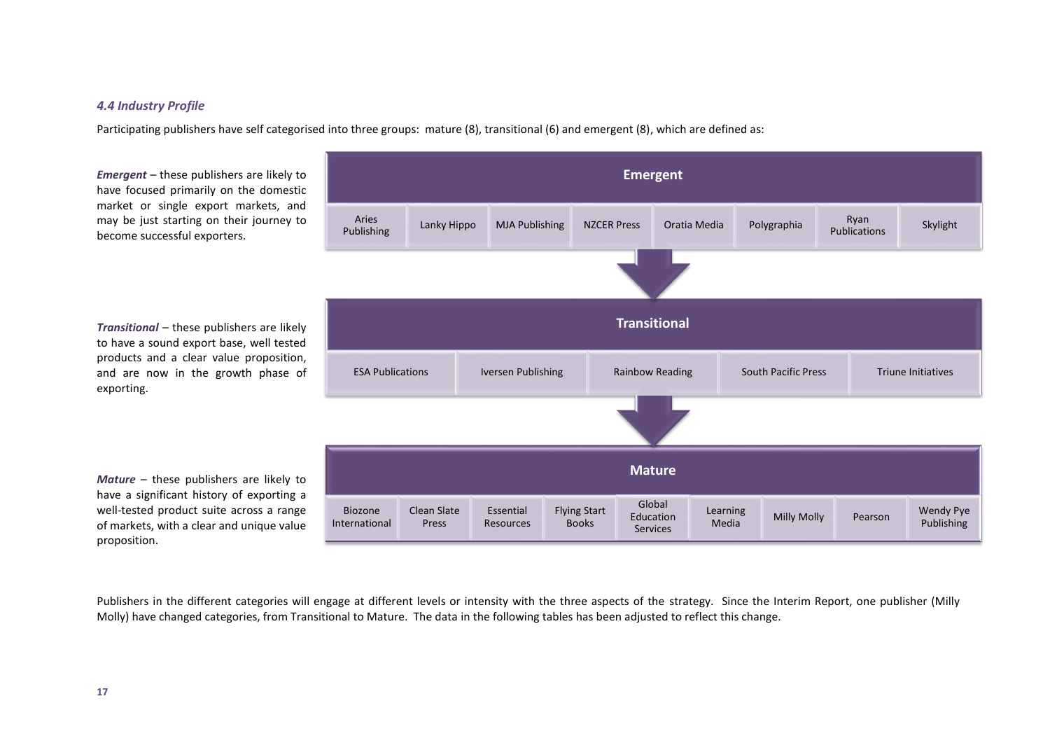### *4.4 Industry Profile*

Participating publishers have self categorised into three groups: mature (8), transitional (6) and emergent (8), which are defined as:

***Emergent*** – these publishers are likely to have focused primarily on the domestic market or single export markets, and may be just starting on their journey to become successful exporters.

**Emergent**

| Aries Publishing | Lanky Hippo | MJA Publishing | NZCER Press | Oratia Media | Polygraphia | Ryan Publications | Skylight |
|---|---|---|---|---|---|---|---|

***Transitional*** – these publishers are likely to have a sound export base, well tested products and a clear value proposition, and are now in the growth phase of exporting.

**Transitional**

| ESA Publications | Iversen Publishing | Rainbow Reading | South Pacific Press | Triune Initiatives |
|---|---|---|---|---|

***Mature*** – these publishers are likely to have a significant history of exporting a well-tested product suite across a range of markets, with a clear and unique value proposition.

**Mature**

| Biozone International | Clean Slate Press | Essential Resources | Flying Start Books | Global Education Services | Learning Media | Milly Molly | Pearson | Wendy Pye Publishing |
|---|---|---|---|---|---|---|---|---|

Publishers in the different categories will engage at different levels or intensity with the three aspects of the strategy. Since the Interim Report, one publisher (Milly Molly) have changed categories, from Transitional to Mature. The data in the following tables has been adjusted to reflect this change.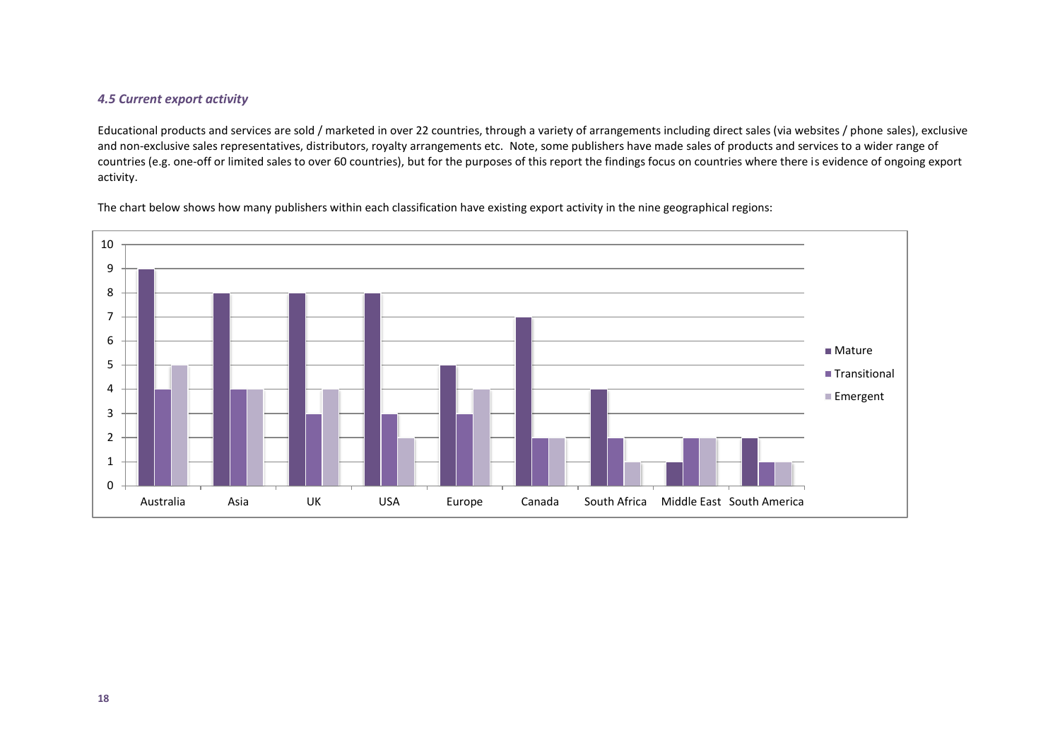### *4.5 Current export activity*

Educational products and services are sold / marketed in over 22 countries, through a variety of arrangements including direct sales (via websites / phone sales), exclusive and non-exclusive sales representatives, distributors, royalty arrangements etc. Note, some publishers have made sales of products and services to a wider range of countries (e.g. one-off or limited sales to over 60 countries), but for the purposes of this report the findings focus on countries where there is evidence of ongoing export activity.

The chart below shows how many publishers within each classification have existing export activity in the nine geographical regions:

| Region | Mature | Transitional | Emergent |
| --- | --- | --- | --- |
| Australia | 9 | 4 | 5 |
| Asia | 8 | 4 | 4 |
| UK | 8 | 3 | 4 |
| USA | 8 | 3 | 2 |
| Europe | 5 | 3 | 4 |
| Canada | 7 | 2 | 2 |
| South Africa | 4 | 2 | 1 |
| Middle East | 1 | 2 | 2 |
| South America | 2 | 1 | 1 |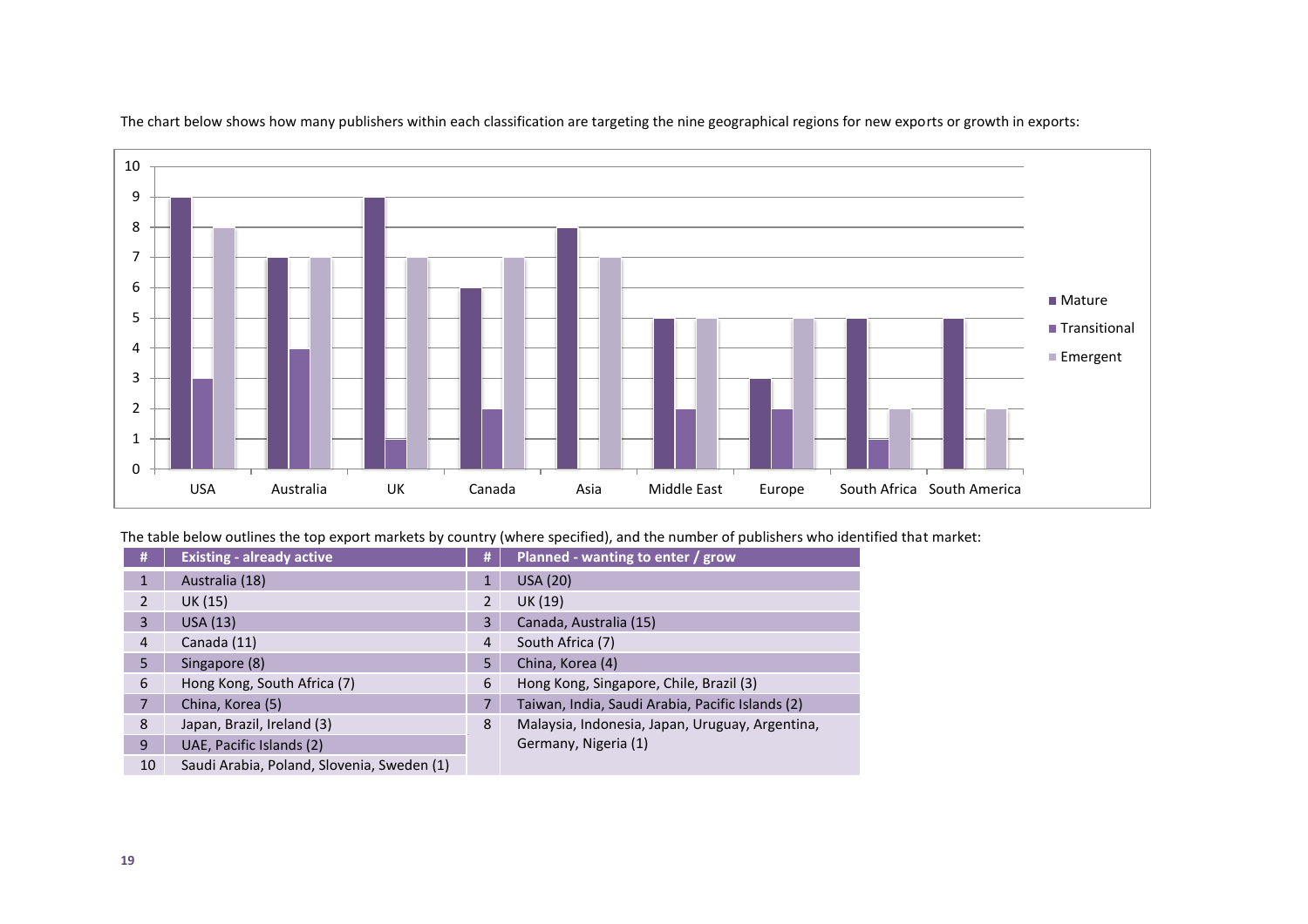The chart below shows how many publishers within each classification are targeting the nine geographical regions for new exports or growth in exports:

10
9
8
7
6
5
4
3
2
1
0

USA Australia UK Canada Asia Middle East Europe South Africa South America

Mature
Transitional
Emergent

The table below outlines the top export markets by country (where specified), and the number of publishers who identified that market:

| # | Existing - already active | # | Planned - wanting to enter / grow |
|---|---|---|---|
| 1 | Australia (18) | 1 | USA (20) |
| 2 | UK (15) | 2 | UK (19) |
| 3 | USA (13) | 3 | Canada, Australia (15) |
| 4 | Canada (11) | 4 | South Africa (7) |
| 5 | Singapore (8) | 5 | China, Korea (4) |
| 6 | Hong Kong, South Africa (7) | 6 | Hong Kong, Singapore, Chile, Brazil (3) |
| 7 | China, Korea (5) | 7 | Taiwan, India, Saudi Arabia, Pacific Islands (2) |
| 8 | Japan, Brazil, Ireland (3) | 8 | Malaysia, Indonesia, Japan, Uruguay, Argentina, Germany, Nigeria (1) |
| 9 | UAE, Pacific Islands (2) | | |
| 10 | Saudi Arabia, Poland, Slovenia, Sweden (1) | | |